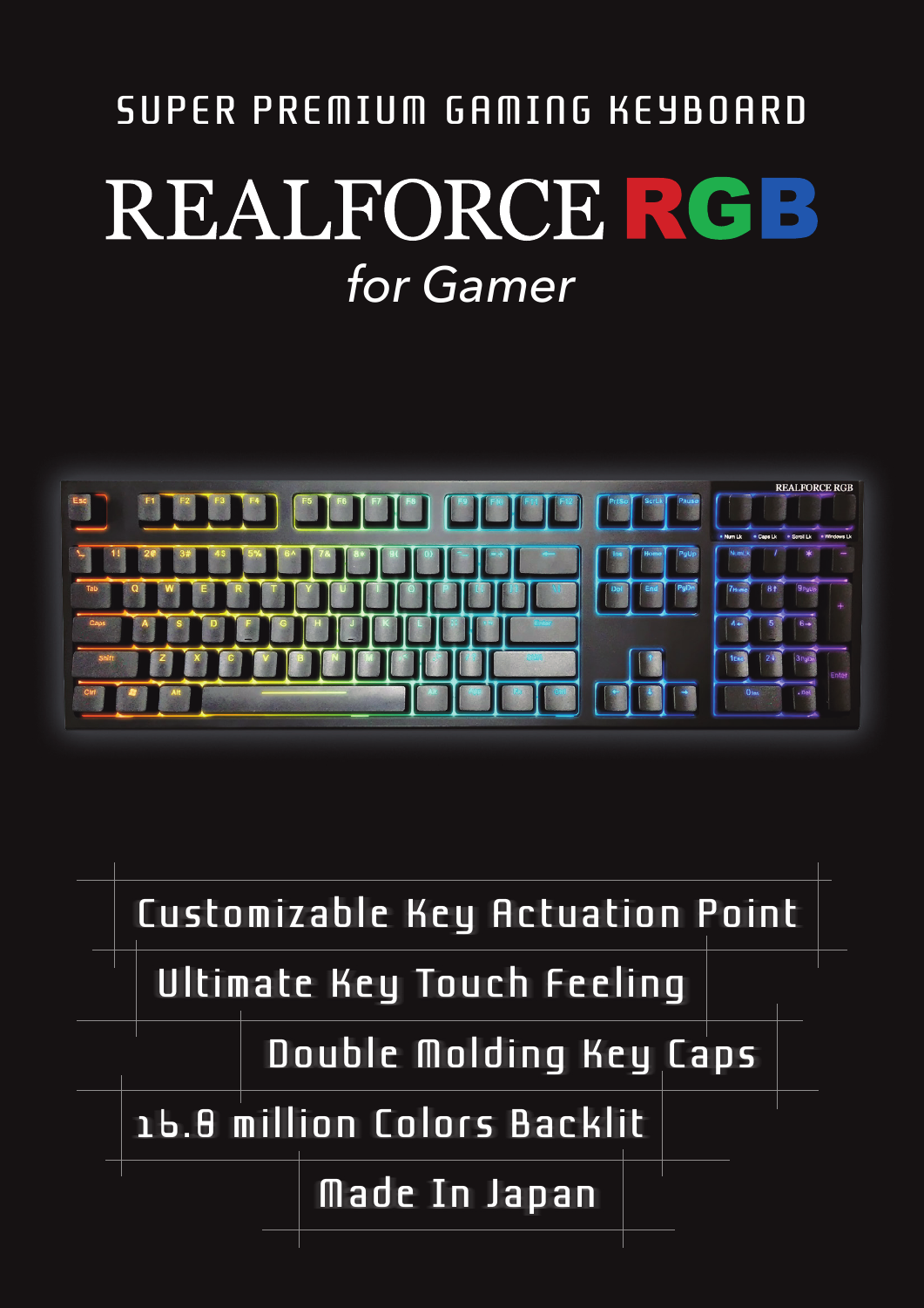SUPER PREMIUM GAMING KEYBOARD

# REALFORCE RGB

*for Gamer*

Customizable Key Actuation Point

Ultimate Key Touch Feeling

Double Molding Key Caps

16.8 million Colors Backlit

Made In Japan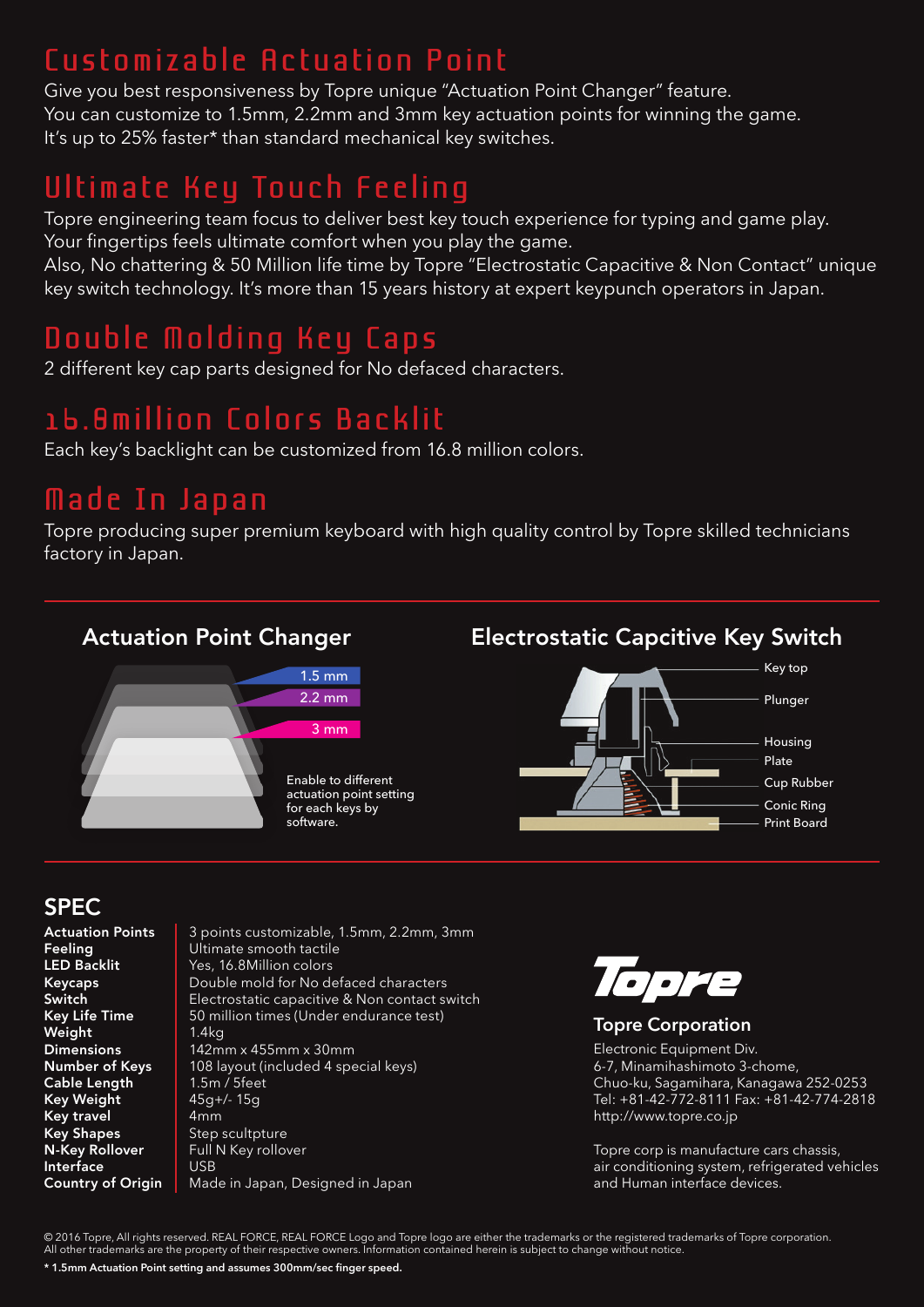## Customizable Actuation Point

Give you best responsiveness by Topre unique "Actuation Point Changer" feature.
You can customize to 1.5mm, 2.2mm and 3mm key actuation points for winning the game.
It's up to 25% faster* than standard mechanical key switches.

## Ultimate Key Touch Feeling

Topre engineering team focus to deliver best key touch experience for typing and game play.
Your fingertips feels ultimate comfort when you play the game.
Also, No chattering & 50 Million life time by Topre "Electrostatic Capacitive & Non Contact" unique key switch technology. It's more than 15 years history at expert keypunch operators in Japan.

## Double Molding Key Caps

2 different key cap parts designed for No defaced characters.

## 16.8million Colors Backlit

Each key's backlight can be customized from 16.8 million colors.

## Made In Japan

Topre producing super premium keyboard with high quality control by Topre skilled technicians factory in Japan.

### Actuation Point Changer

1.5 mm
2.2 mm
3 mm

Enable to different actuation point setting for each keys by software.

### Electrostatic Capcitive Key Switch

Key top
Plunger
Housing
Plate
Cup Rubber
Conic Ring
Print Board

## SPEC

| | |
|---|---|
| **Actuation Points** | 3 points customizable, 1.5mm, 2.2mm, 3mm |
| **Feeling** | Ultimate smooth tactile |
| **LED Backlit** | Yes, 16.8Million colors |
| **Keycaps** | Double mold for No defaced characters |
| **Switch** | Electrostatic capacitive & Non contact switch |
| **Key Life Time** | 50 million times (Under endurance test) |
| **Weight** | 1.4kg |
| **Dimensions** | 142mm x 455mm x 30mm |
| **Number of Keys** | 108 layout (included 4 special keys) |
| **Cable Length** | 1.5m / 5feet |
| **Key Weight** | 45g+/- 15g |
| **Key travel** | 4mm |
| **Key Shapes** | Step scultpture |
| **N-Key Rollover** | Full N Key rollover |
| **Interface** | USB |
| **Country of Origin** | Made in Japan, Designed in Japan |

Topre

**Topre Corporation**

Electronic Equipment Div.
6-7, Minamihashimoto 3-chome,
Chuo-ku, Sagamihara, Kanagawa 252-0253
Tel: +81-42-772-8111 Fax: +81-42-774-2818
http://www.topre.co.jp

Topre corp is manufacture cars chassis, air conditioning system, refrigerated vehicles and Human interface devices.

© 2016 Topre, All rights reserved. REAL FORCE, REAL FORCE Logo and Topre logo are either the trademarks or the registered trademarks of Topre corporation. All other trademarks are the property of their respective owners. Information contained herein is subject to change without notice.

**\* 1.5mm Actuation Point setting and assumes 300mm/sec finger speed.**